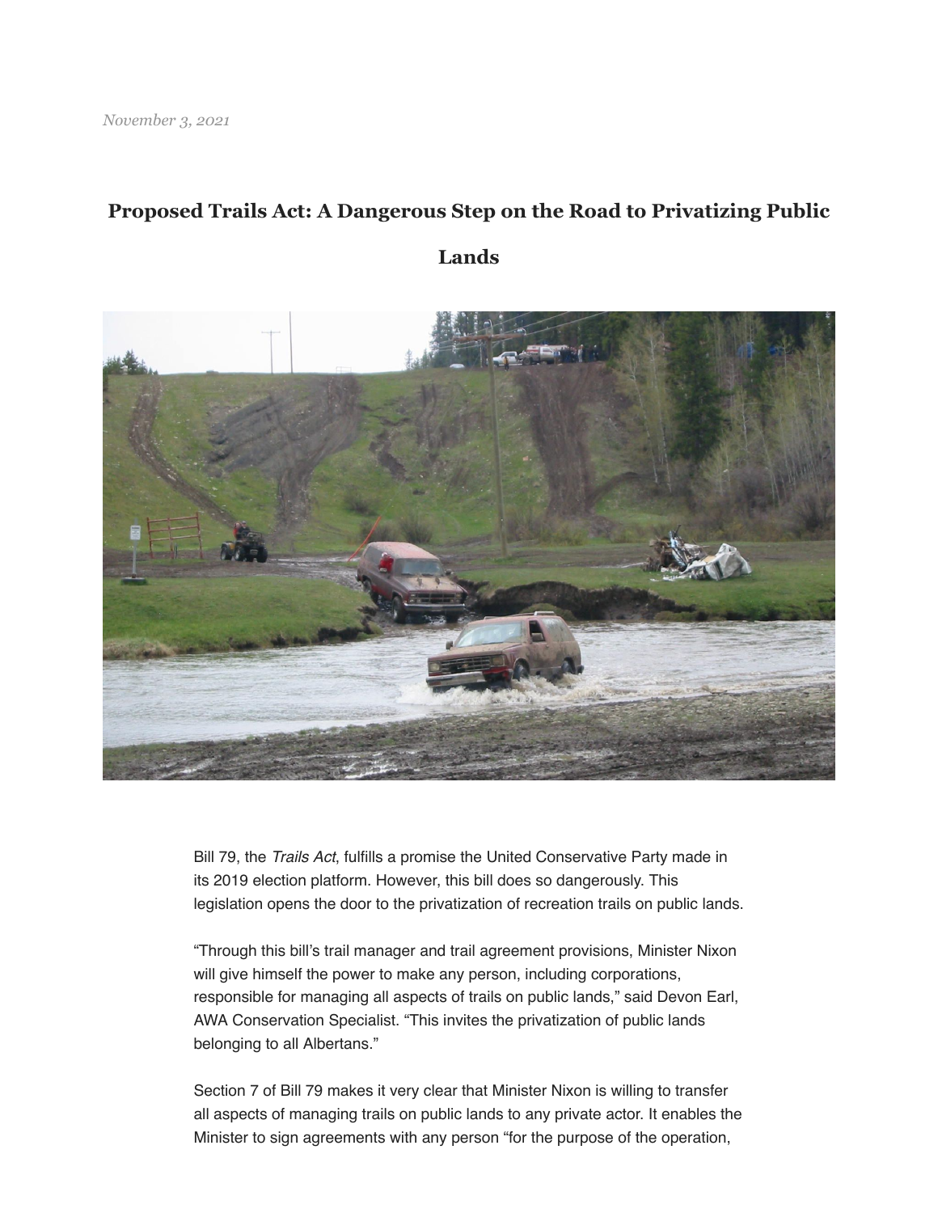*November 3, 2021*

# Proposed Trails Act: A Dangerous Step on the Road to Privatizing Public Lands

Bill 79, the *Trails Act*, fulfills a promise the United Conservative Party made in its 2019 election platform. However, this bill does so dangerously. This legislation opens the door to the privatization of recreation trails on public lands.

"Through this bill's trail manager and trail agreement provisions, Minister Nixon will give himself the power to make any person, including corporations, responsible for managing all aspects of trails on public lands," said Devon Earl, AWA Conservation Specialist. "This invites the privatization of public lands belonging to all Albertans."

Section 7 of Bill 79 makes it very clear that Minister Nixon is willing to transfer all aspects of managing trails on public lands to any private actor. It enables the Minister to sign agreements with any person "for the purpose of the operation,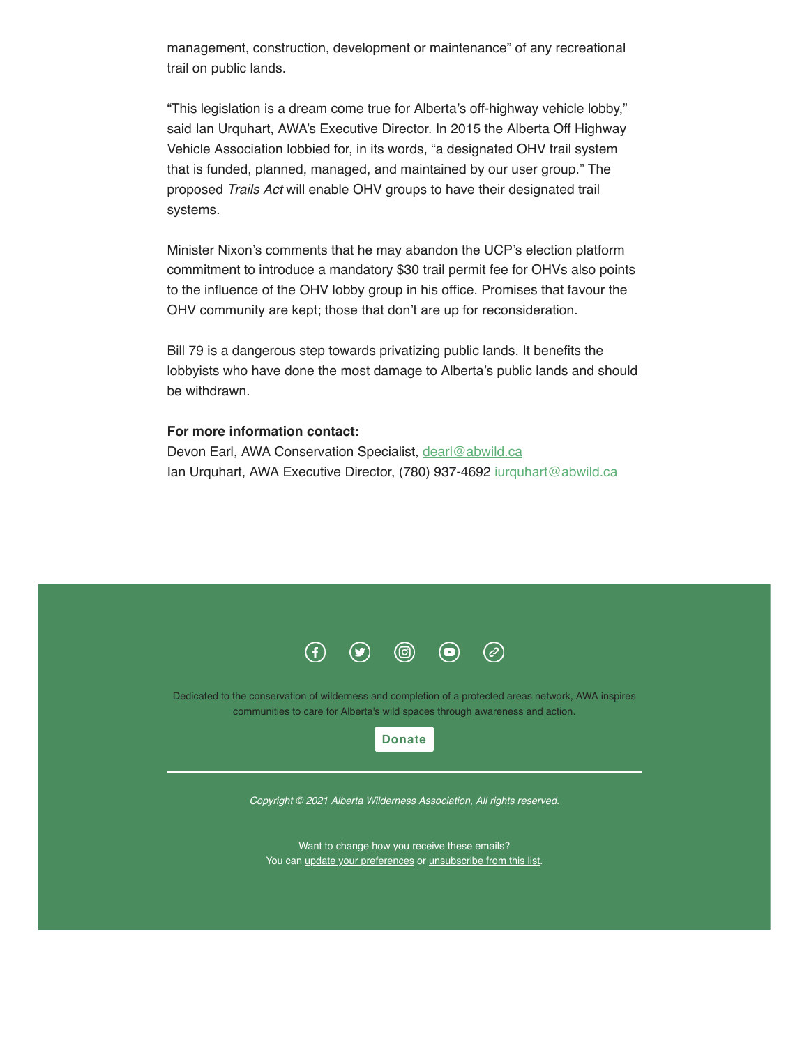management, construction, development or maintenance" of any recreational trail on public lands.

"This legislation is a dream come true for Alberta's off-highway vehicle lobby," said Ian Urquhart, AWA's Executive Director. In 2015 the Alberta Off Highway Vehicle Association lobbied for, in its words, "a designated OHV trail system that is funded, planned, managed, and maintained by our user group." The proposed *Trails Act* will enable OHV groups to have their designated trail systems.

Minister Nixon's comments that he may abandon the UCP's election platform commitment to introduce a mandatory $30 trail permit fee for OHVs also points to the influence of the OHV lobby group in his office. Promises that favour the OHV community are kept; those that don't are up for reconsideration.

Bill 79 is a dangerous step towards privatizing public lands. It benefits the lobbyists who have done the most damage to Alberta's public lands and should be withdrawn.

**For more information contact:**
Devon Earl, AWA Conservation Specialist, dearl@abwild.ca
Ian Urquhart, AWA Executive Director, (780) 937-4692 iurquhart@abwild.ca

Dedicated to the conservation of wilderness and completion of a protected areas network, AWA inspires communities to care for Alberta's wild spaces through awareness and action.

Donate

*Copyright © 2021 Alberta Wilderness Association, All rights reserved.*

Want to change how you receive these emails?
You can update your preferences or unsubscribe from this list.